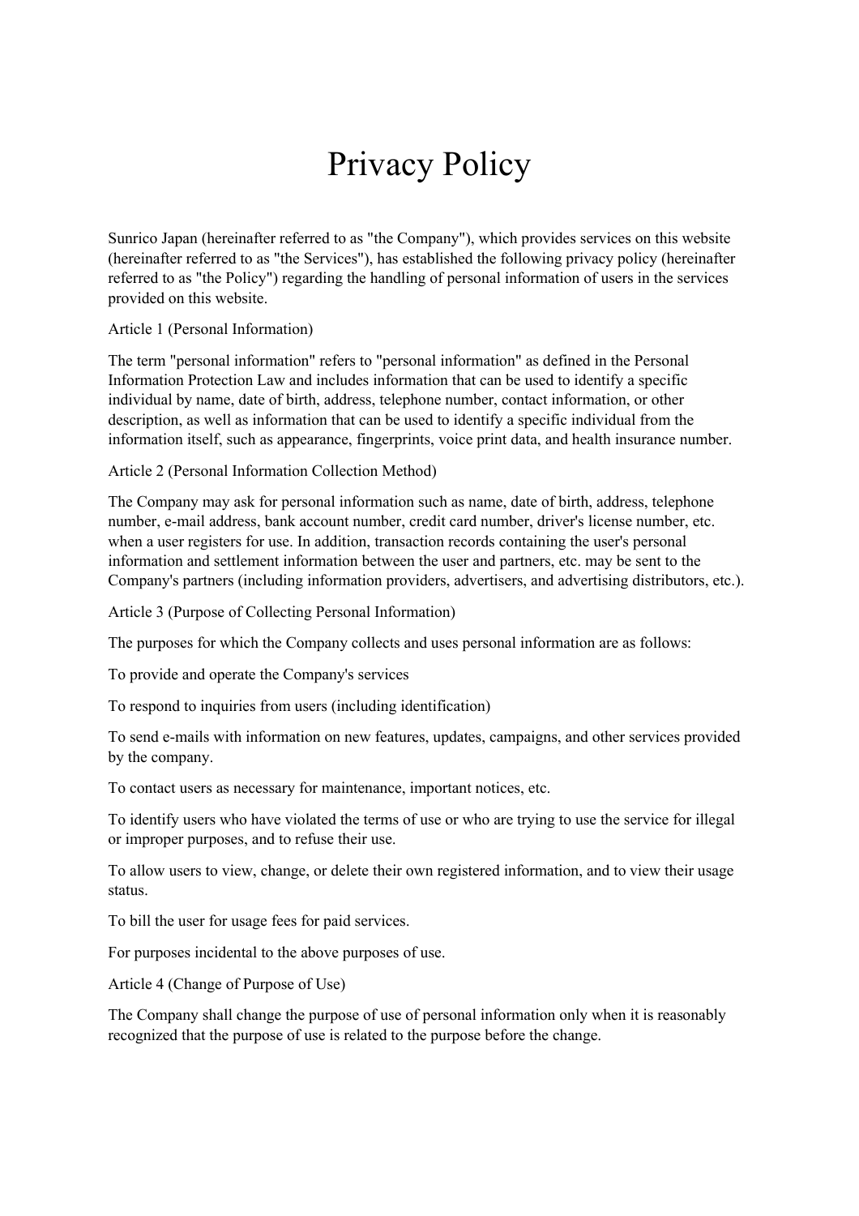# Privacy Policy

Sunrico Japan (hereinafter referred to as "the Company"), which provides services on this website (hereinafter referred to as "the Services"), has established the following privacy policy (hereinafter referred to as "the Policy") regarding the handling of personal information of users in the services provided on this website.

Article 1 (Personal Information)

The term "personal information" refers to "personal information" as defined in the Personal Information Protection Law and includes information that can be used to identify a specific individual by name, date of birth, address, telephone number, contact information, or other description, as well as information that can be used to identify a specific individual from the information itself, such as appearance, fingerprints, voice print data, and health insurance number.

Article 2 (Personal Information Collection Method)

The Company may ask for personal information such as name, date of birth, address, telephone number, e-mail address, bank account number, credit card number, driver's license number, etc. when a user registers for use. In addition, transaction records containing the user's personal information and settlement information between the user and partners, etc. may be sent to the Company's partners (including information providers, advertisers, and advertising distributors, etc.).

Article 3 (Purpose of Collecting Personal Information)

The purposes for which the Company collects and uses personal information are as follows:

To provide and operate the Company's services

To respond to inquiries from users (including identification)

To send e-mails with information on new features, updates, campaigns, and other services provided by the company.

To contact users as necessary for maintenance, important notices, etc.

To identify users who have violated the terms of use or who are trying to use the service for illegal or improper purposes, and to refuse their use.

To allow users to view, change, or delete their own registered information, and to view their usage status.

To bill the user for usage fees for paid services.

For purposes incidental to the above purposes of use.

Article 4 (Change of Purpose of Use)

The Company shall change the purpose of use of personal information only when it is reasonably recognized that the purpose of use is related to the purpose before the change.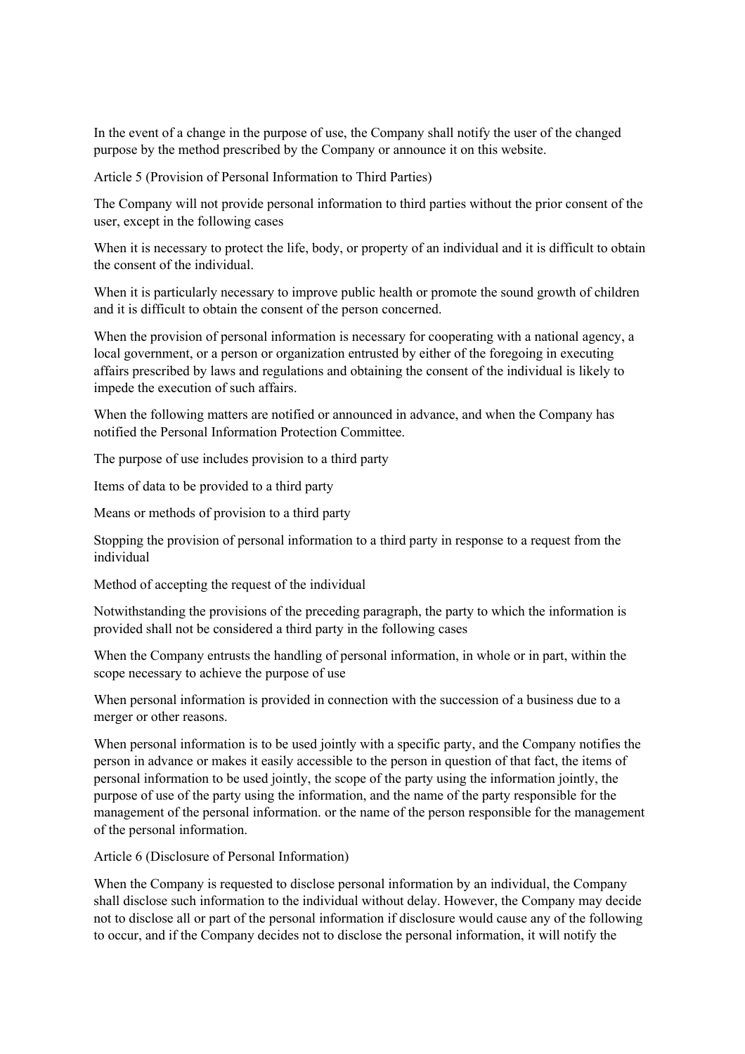In the event of a change in the purpose of use, the Company shall notify the user of the changed purpose by the method prescribed by the Company or announce it on this website.

Article 5 (Provision of Personal Information to Third Parties)

The Company will not provide personal information to third parties without the prior consent of the user, except in the following cases

When it is necessary to protect the life, body, or property of an individual and it is difficult to obtain the consent of the individual.

When it is particularly necessary to improve public health or promote the sound growth of children and it is difficult to obtain the consent of the person concerned.

When the provision of personal information is necessary for cooperating with a national agency, a local government, or a person or organization entrusted by either of the foregoing in executing affairs prescribed by laws and regulations and obtaining the consent of the individual is likely to impede the execution of such affairs.

When the following matters are notified or announced in advance, and when the Company has notified the Personal Information Protection Committee.

The purpose of use includes provision to a third party

Items of data to be provided to a third party

Means or methods of provision to a third party

Stopping the provision of personal information to a third party in response to a request from the individual

Method of accepting the request of the individual

Notwithstanding the provisions of the preceding paragraph, the party to which the information is provided shall not be considered a third party in the following cases

When the Company entrusts the handling of personal information, in whole or in part, within the scope necessary to achieve the purpose of use

When personal information is provided in connection with the succession of a business due to a merger or other reasons.

When personal information is to be used jointly with a specific party, and the Company notifies the person in advance or makes it easily accessible to the person in question of that fact, the items of personal information to be used jointly, the scope of the party using the information jointly, the purpose of use of the party using the information, and the name of the party responsible for the management of the personal information. or the name of the person responsible for the management of the personal information.

Article 6 (Disclosure of Personal Information)

When the Company is requested to disclose personal information by an individual, the Company shall disclose such information to the individual without delay. However, the Company may decide not to disclose all or part of the personal information if disclosure would cause any of the following to occur, and if the Company decides not to disclose the personal information, it will notify the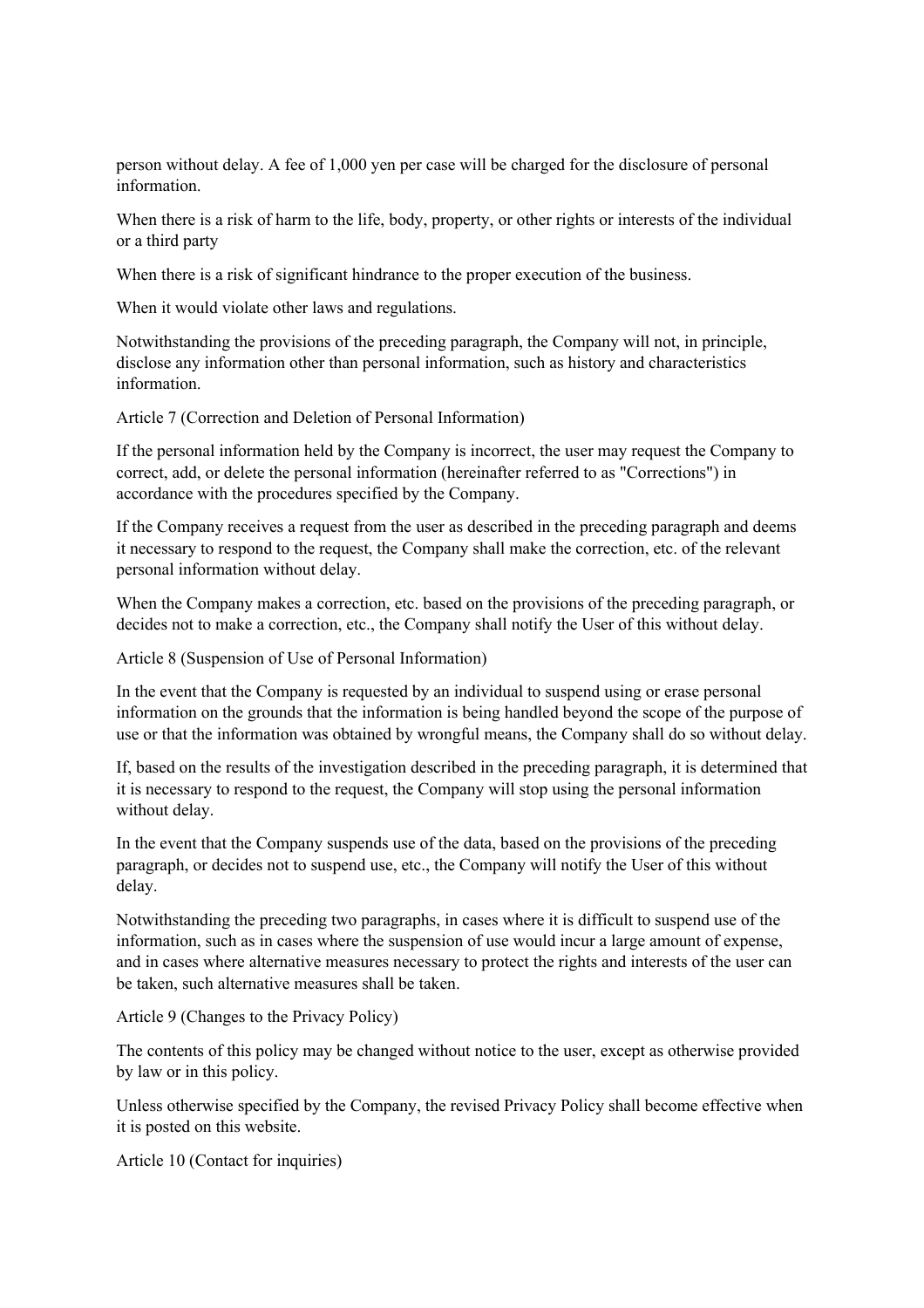person without delay. A fee of 1,000 yen per case will be charged for the disclosure of personal information.

When there is a risk of harm to the life, body, property, or other rights or interests of the individual or a third party

When there is a risk of significant hindrance to the proper execution of the business.

When it would violate other laws and regulations.

Notwithstanding the provisions of the preceding paragraph, the Company will not, in principle, disclose any information other than personal information, such as history and characteristics information.

Article 7 (Correction and Deletion of Personal Information)

If the personal information held by the Company is incorrect, the user may request the Company to correct, add, or delete the personal information (hereinafter referred to as "Corrections") in accordance with the procedures specified by the Company.

If the Company receives a request from the user as described in the preceding paragraph and deems it necessary to respond to the request, the Company shall make the correction, etc. of the relevant personal information without delay.

When the Company makes a correction, etc. based on the provisions of the preceding paragraph, or decides not to make a correction, etc., the Company shall notify the User of this without delay.

Article 8 (Suspension of Use of Personal Information)

In the event that the Company is requested by an individual to suspend using or erase personal information on the grounds that the information is being handled beyond the scope of the purpose of use or that the information was obtained by wrongful means, the Company shall do so without delay.

If, based on the results of the investigation described in the preceding paragraph, it is determined that it is necessary to respond to the request, the Company will stop using the personal information without delay.

In the event that the Company suspends use of the data, based on the provisions of the preceding paragraph, or decides not to suspend use, etc., the Company will notify the User of this without delay.

Notwithstanding the preceding two paragraphs, in cases where it is difficult to suspend use of the information, such as in cases where the suspension of use would incur a large amount of expense, and in cases where alternative measures necessary to protect the rights and interests of the user can be taken, such alternative measures shall be taken.

Article 9 (Changes to the Privacy Policy)

The contents of this policy may be changed without notice to the user, except as otherwise provided by law or in this policy.

Unless otherwise specified by the Company, the revised Privacy Policy shall become effective when it is posted on this website.

Article 10 (Contact for inquiries)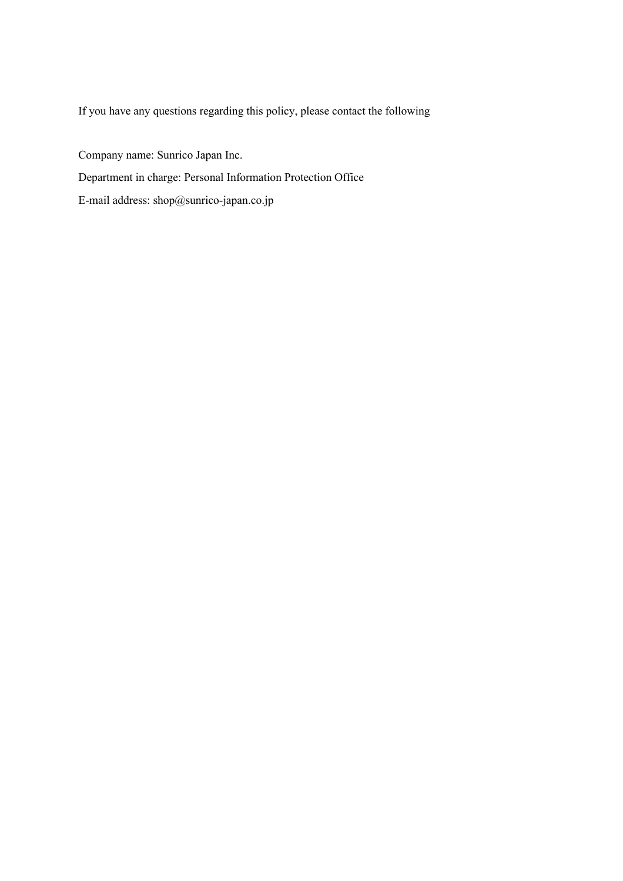If you have any questions regarding this policy, please contact the following

Company name: Sunrico Japan Inc.

Department in charge: Personal Information Protection Office

E-mail address: shop@sunrico-japan.co.jp